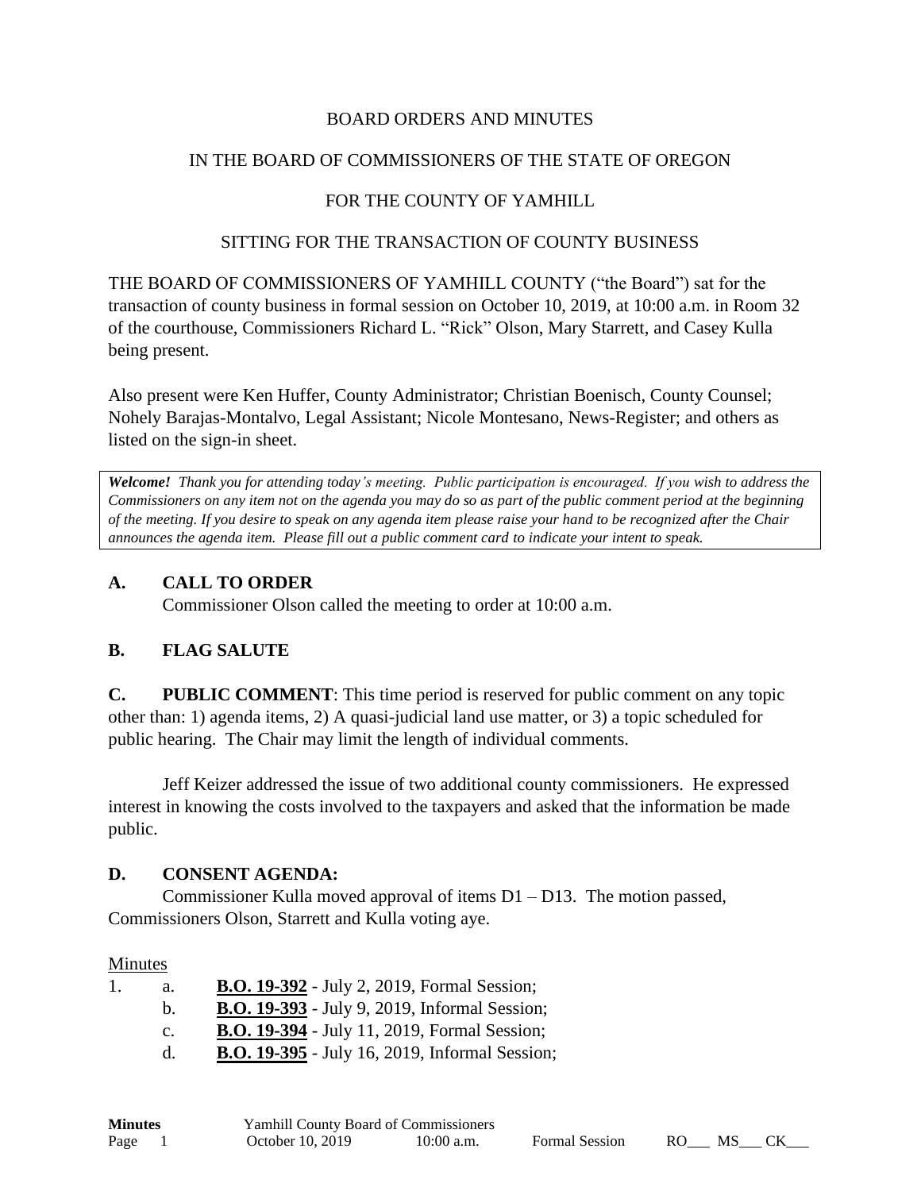BOARD ORDERS AND MINUTES

IN THE BOARD OF COMMISSIONERS OF THE STATE OF OREGON

FOR THE COUNTY OF YAMHILL

SITTING FOR THE TRANSACTION OF COUNTY BUSINESS

THE BOARD OF COMMISSIONERS OF YAMHILL COUNTY ("the Board") sat for the transaction of county business in formal session on October 10, 2019, at 10:00 a.m. in Room 32 of the courthouse, Commissioners Richard L. "Rick" Olson, Mary Starrett, and Casey Kulla being present.

Also present were Ken Huffer, County Administrator; Christian Boenisch, County Counsel; Nohely Barajas-Montalvo, Legal Assistant; Nicole Montesano, News-Register; and others as listed on the sign-in sheet.

> ***Welcome!*** *Thank you for attending today's meeting. Public participation is encouraged. If you wish to address the Commissioners on any item not on the agenda you may do so as part of the public comment period at the beginning of the meeting. If you desire to speak on any agenda item please raise your hand to be recognized after the Chair announces the agenda item. Please fill out a public comment card to indicate your intent to speak.*

## A. CALL TO ORDER

Commissioner Olson called the meeting to order at 10:00 a.m.

## B. FLAG SALUTE

## C. PUBLIC COMMENT

**PUBLIC COMMENT**: This time period is reserved for public comment on any topic other than: 1) agenda items, 2) A quasi-judicial land use matter, or 3) a topic scheduled for public hearing. The Chair may limit the length of individual comments.

Jeff Keizer addressed the issue of two additional county commissioners. He expressed interest in knowing the costs involved to the taxpayers and asked that the information be made public.

## D. CONSENT AGENDA:

Commissioner Kulla moved approval of items D1 – D13. The motion passed, Commissioners Olson, Starrett and Kulla voting aye.

Minutes

1. a. **B.O. 19-392** - July 2, 2019, Formal Session;
   b. **B.O. 19-393** - July 9, 2019, Informal Session;
   c. **B.O. 19-394** - July 11, 2019, Formal Session;
   d. **B.O. 19-395** - July 16, 2019, Informal Session;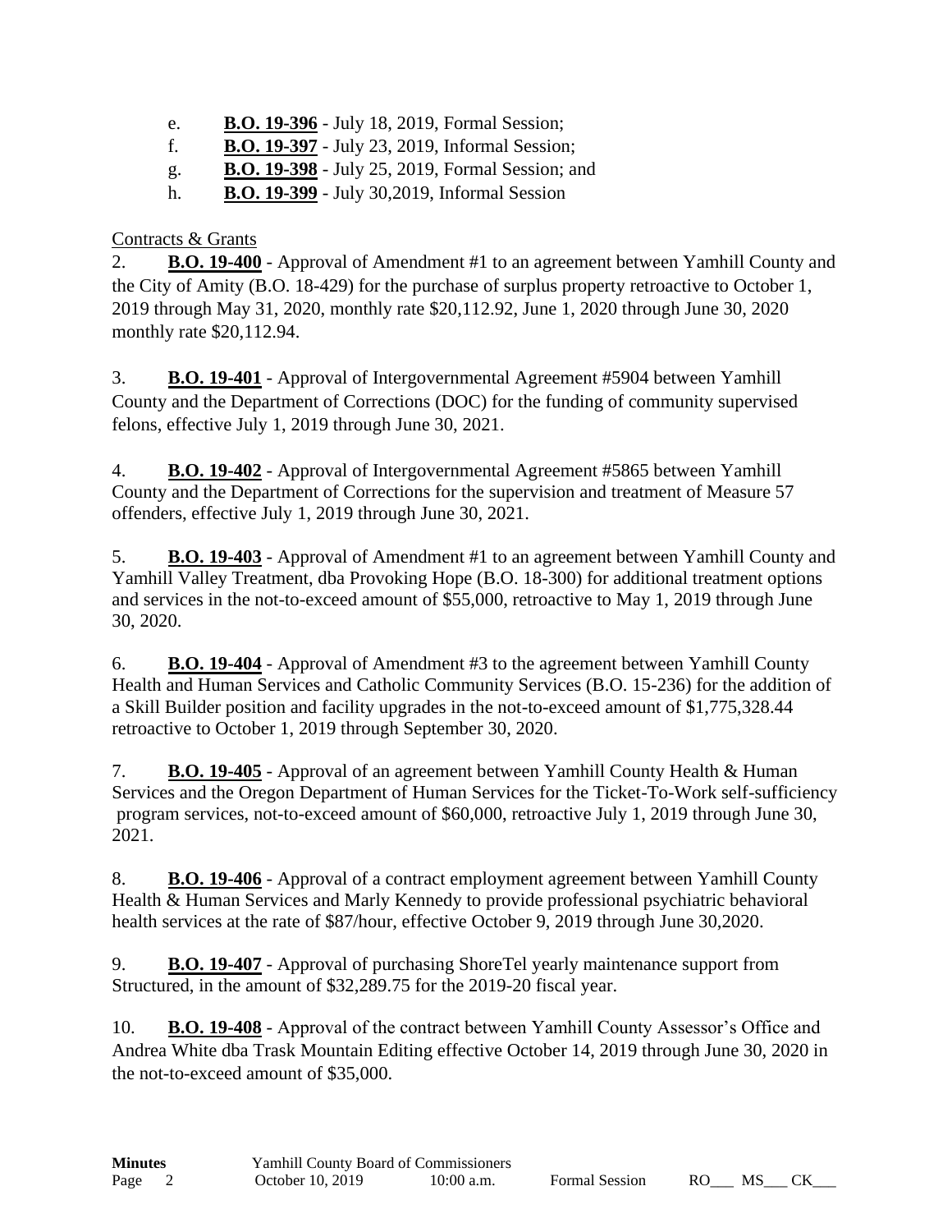e. **B.O. 19-396** - July 18, 2019, Formal Session;

f. **B.O. 19-397** - July 23, 2019, Informal Session;

g. **B.O. 19-398** - July 25, 2019, Formal Session; and

h. **B.O. 19-399** - July 30,2019, Informal Session

Contracts & Grants

2. **B.O. 19-400** - Approval of Amendment #1 to an agreement between Yamhill County and the City of Amity (B.O. 18-429) for the purchase of surplus property retroactive to October 1, 2019 through May 31, 2020, monthly rate $20,112.92, June 1, 2020 through June 30, 2020 monthly rate $20,112.94.

3. **B.O. 19-401** - Approval of Intergovernmental Agreement #5904 between Yamhill County and the Department of Corrections (DOC) for the funding of community supervised felons, effective July 1, 2019 through June 30, 2021.

4. **B.O. 19-402** - Approval of Intergovernmental Agreement #5865 between Yamhill County and the Department of Corrections for the supervision and treatment of Measure 57 offenders, effective July 1, 2019 through June 30, 2021.

5. **B.O. 19-403** - Approval of Amendment #1 to an agreement between Yamhill County and Yamhill Valley Treatment, dba Provoking Hope (B.O. 18-300) for additional treatment options and services in the not-to-exceed amount of $55,000, retroactive to May 1, 2019 through June 30, 2020.

6. **B.O. 19-404** - Approval of Amendment #3 to the agreement between Yamhill County Health and Human Services and Catholic Community Services (B.O. 15-236) for the addition of a Skill Builder position and facility upgrades in the not-to-exceed amount of $1,775,328.44 retroactive to October 1, 2019 through September 30, 2020.

7. **B.O. 19-405** - Approval of an agreement between Yamhill County Health & Human Services and the Oregon Department of Human Services for the Ticket-To-Work self-sufficiency program services, not-to-exceed amount of $60,000, retroactive July 1, 2019 through June 30, 2021.

8. **B.O. 19-406** - Approval of a contract employment agreement between Yamhill County Health & Human Services and Marly Kennedy to provide professional psychiatric behavioral health services at the rate of $87/hour, effective October 9, 2019 through June 30,2020.

9. **B.O. 19-407** - Approval of purchasing ShoreTel yearly maintenance support from Structured, in the amount of $32,289.75 for the 2019-20 fiscal year.

10. **B.O. 19-408** - Approval of the contract between Yamhill County Assessor's Office and Andrea White dba Trask Mountain Editing effective October 14, 2019 through June 30, 2020 in the not-to-exceed amount of $35,000.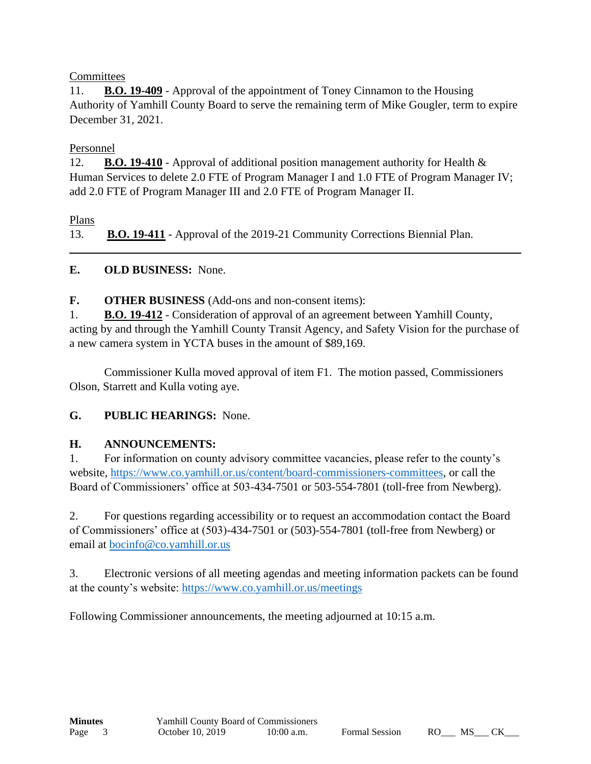Committees

11. **B.O. 19-409** - Approval of the appointment of Toney Cinnamon to the Housing Authority of Yamhill County Board to serve the remaining term of Mike Gougler, term to expire December 31, 2021.

Personnel

12. **B.O. 19-410** - Approval of additional position management authority for Health & Human Services to delete 2.0 FTE of Program Manager I and 1.0 FTE of Program Manager IV; add 2.0 FTE of Program Manager III and 2.0 FTE of Program Manager II.

Plans

13. **B.O. 19-411** - Approval of the 2019-21 Community Corrections Biennial Plan.

---

**E. OLD BUSINESS:** None.

**F. OTHER BUSINESS** (Add-ons and non-consent items):

1. **B.O. 19-412** - Consideration of approval of an agreement between Yamhill County, acting by and through the Yamhill County Transit Agency, and Safety Vision for the purchase of a new camera system in YCTA buses in the amount of $89,169.

Commissioner Kulla moved approval of item F1. The motion passed, Commissioners Olson, Starrett and Kulla voting aye.

**G. PUBLIC HEARINGS:** None.

**H. ANNOUNCEMENTS:**

1. For information on county advisory committee vacancies, please refer to the county's website, https://www.co.yamhill.or.us/content/board-commissioners-committees, or call the Board of Commissioners' office at 503-434-7501 or 503-554-7801 (toll-free from Newberg).

2. For questions regarding accessibility or to request an accommodation contact the Board of Commissioners' office at (503)-434-7501 or (503)-554-7801 (toll-free from Newberg) or email at bocinfo@co.yamhill.or.us

3. Electronic versions of all meeting agendas and meeting information packets can be found at the county's website: https://www.co.yamhill.or.us/meetings

Following Commissioner announcements, the meeting adjourned at 10:15 a.m.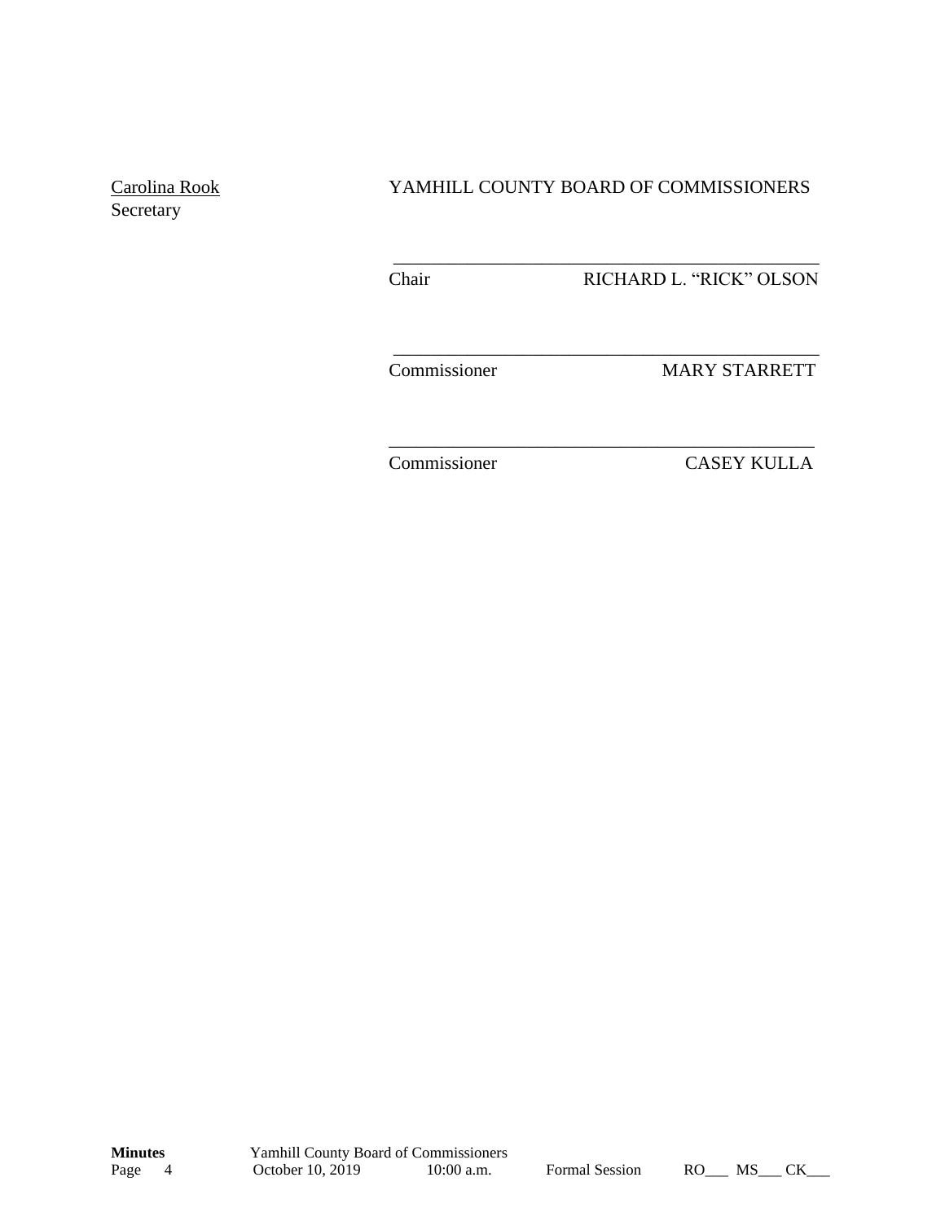Carolina Rook
Secretary

YAMHILL COUNTY BOARD OF COMMISSIONERS

\_\_\_\_\_\_\_\_\_\_\_\_\_\_\_\_\_\_\_\_\_\_\_\_\_\_\_\_\_\_\_\_\_\_\_\_\_\_\_\_\_\_\_\_\_\_

Chair RICHARD L. "RICK" OLSON

\_\_\_\_\_\_\_\_\_\_\_\_\_\_\_\_\_\_\_\_\_\_\_\_\_\_\_\_\_\_\_\_\_\_\_\_\_\_\_\_\_\_\_\_\_\_

Commissioner MARY STARRETT

\_\_\_\_\_\_\_\_\_\_\_\_\_\_\_\_\_\_\_\_\_\_\_\_\_\_\_\_\_\_\_\_\_\_\_\_\_\_\_\_\_\_\_\_\_\_

Commissioner CASEY KULLA